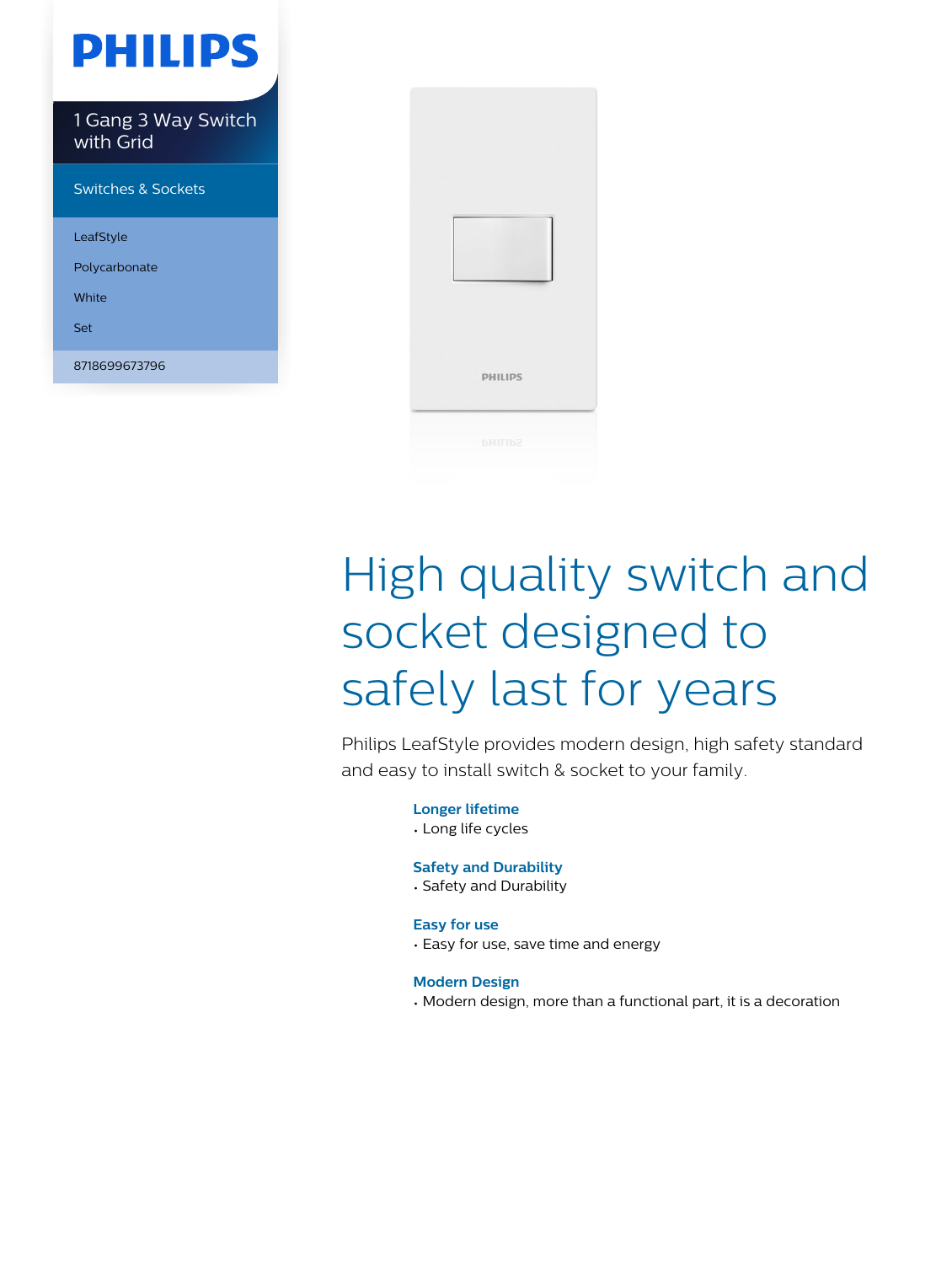PHILIPS

1 Gang 3 Way Switch with Grid

Switches & Sockets

LeafStyle

Polycarbonate

White

Set

8718699673796

# High quality switch and socket designed to safely last for years

Philips LeafStyle provides modern design, high safety standard and easy to install switch & socket to your family.

**Longer lifetime**

- Long life cycles

**Safety and Durability**

- Safety and Durability

**Easy for use**

- Easy for use, save time and energy

**Modern Design**

- Modern design, more than a functional part, it is a decoration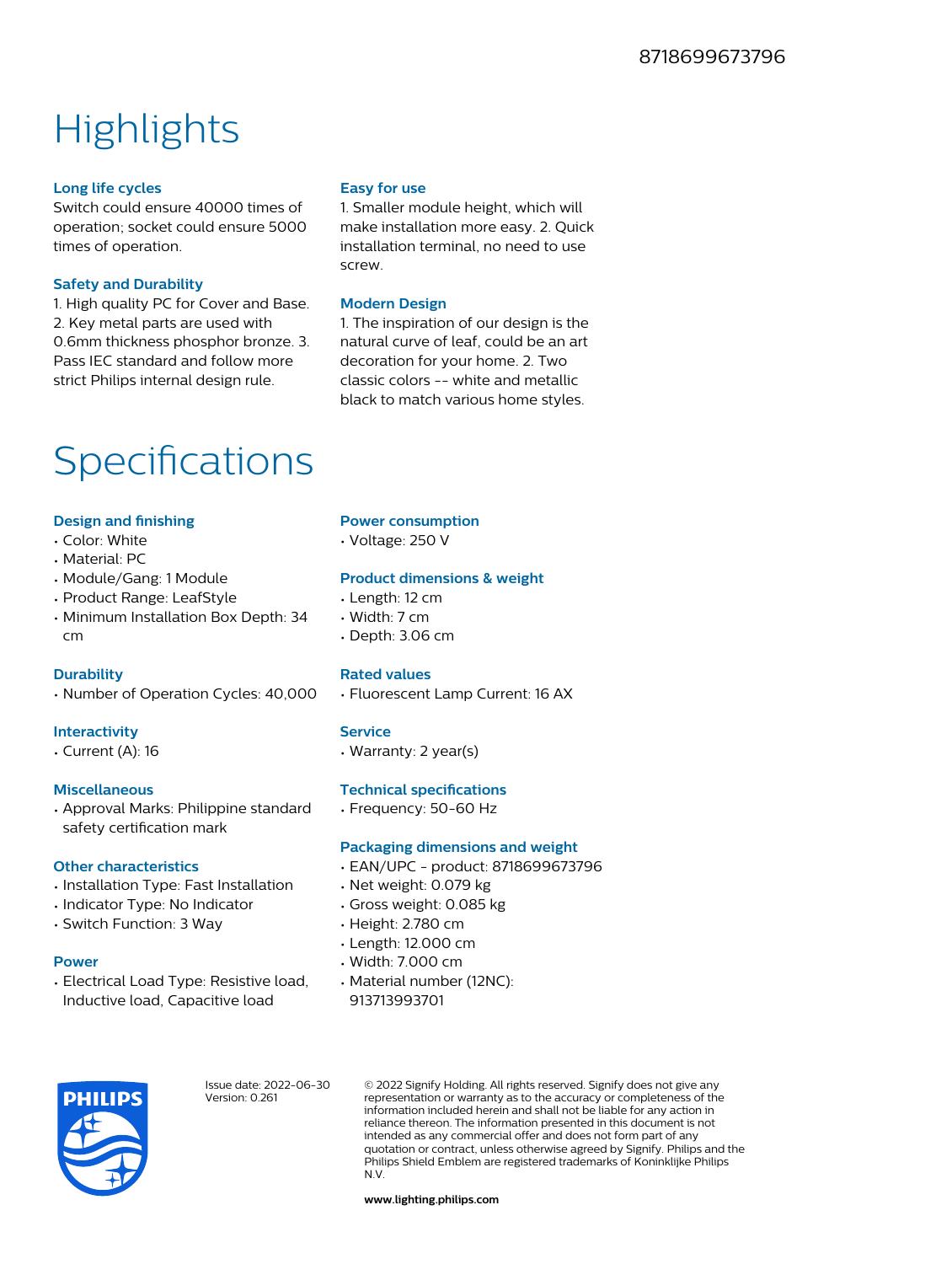8718699673796

# Highlights

### Long life cycles

Switch could ensure 40000 times of operation; socket could ensure 5000 times of operation.

### Safety and Durability

1. High quality PC for Cover and Base. 2. Key metal parts are used with 0.6mm thickness phosphor bronze. 3. Pass IEC standard and follow more strict Philips internal design rule.

### Easy for use

1. Smaller module height, which will make installation more easy. 2. Quick installation terminal, no need to use screw.

### Modern Design

1. The inspiration of our design is the natural curve of leaf, could be an art decoration for your home. 2. Two classic colors -- white and metallic black to match various home styles.

# Specifications

### Design and finishing

- Color: White
- Material: PC
- Module/Gang: 1 Module
- Product Range: LeafStyle
- Minimum Installation Box Depth: 34 cm

### Durability

- Number of Operation Cycles: 40,000

### Interactivity

- Current (A): 16

### Miscellaneous

- Approval Marks: Philippine standard safety certification mark

### Other characteristics

- Installation Type: Fast Installation
- Indicator Type: No Indicator
- Switch Function: 3 Way

### Power

- Electrical Load Type: Resistive load, Inductive load, Capacitive load

### Power consumption

- Voltage: 250 V

### Product dimensions & weight

- Length: 12 cm
- Width: 7 cm
- Depth: 3.06 cm

### Rated values

- Fluorescent Lamp Current: 16 AX

### Service

- Warranty: 2 year(s)

### Technical specifications

- Frequency: 50-60 Hz

### Packaging dimensions and weight

- EAN/UPC - product: 8718699673796
- Net weight: 0.079 kg
- Gross weight: 0.085 kg
- Height: 2.780 cm
- Length: 12.000 cm
- Width: 7.000 cm
- Material number (12NC): 913713993701

Issue date: 2022-06-30
Version: 0.261

© 2022 Signify Holding. All rights reserved. Signify does not give any representation or warranty as to the accuracy or completeness of the information included herein and shall not be liable for any action in reliance thereon. The information presented in this document is not intended as any commercial offer and does not form part of any quotation or contract, unless otherwise agreed by Signify. Philips and the Philips Shield Emblem are registered trademarks of Koninklijke Philips N.V.

**www.lighting.philips.com**